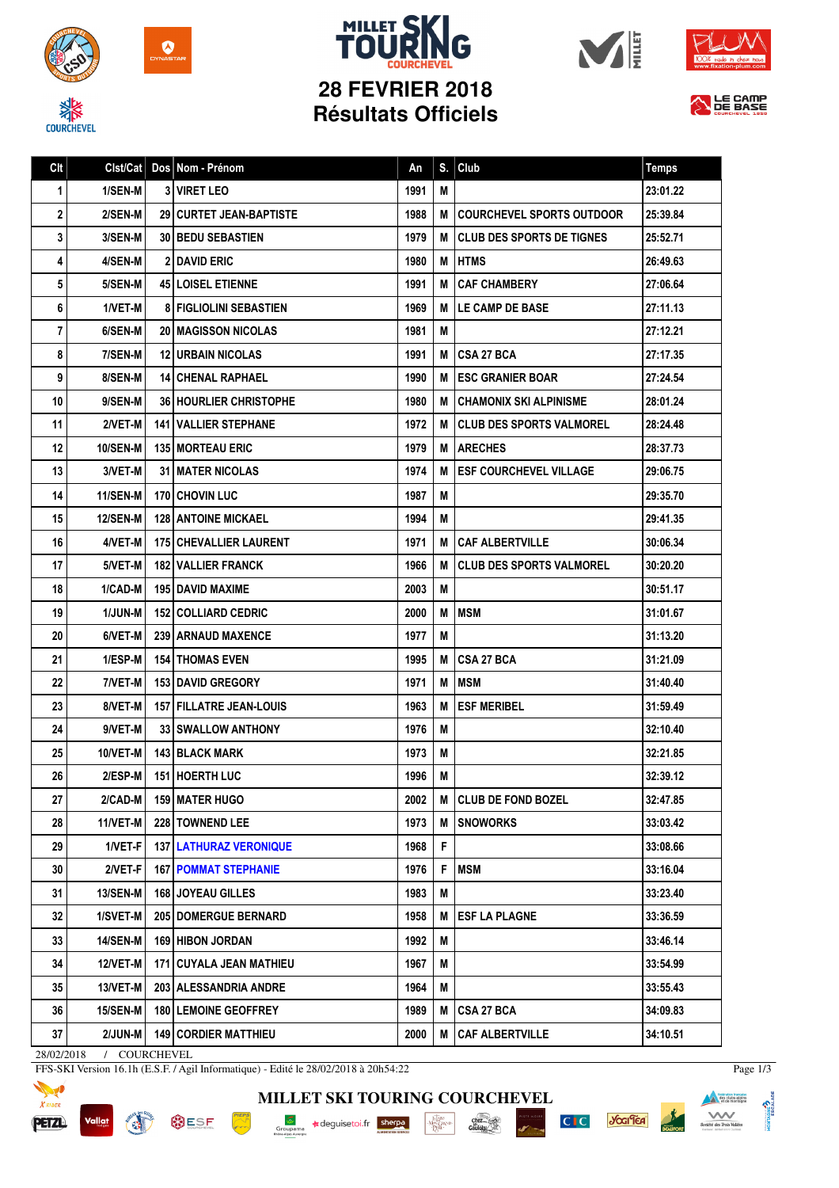# MILLET SKI TOURING COURCHEVEL

## 28 FEVRIER 2018
## Résultats Officiels

| Clt | Clst/Cat | Dos | Nom - Prénom | An | S. | Club | Temps |
|---|---|---|---|---|---|---|---|
| 1 | 1/SEN-M | 3 | VIRET LEO | 1991 | M | | 23:01.22 |
| 2 | 2/SEN-M | 29 | CURTET JEAN-BAPTISTE | 1988 | M | COURCHEVEL SPORTS OUTDOOR | 25:39.84 |
| 3 | 3/SEN-M | 30 | BEDU SEBASTIEN | 1979 | M | CLUB DES SPORTS DE TIGNES | 25:52.71 |
| 4 | 4/SEN-M | 2 | DAVID ERIC | 1980 | M | HTMS | 26:49.63 |
| 5 | 5/SEN-M | 45 | LOISEL ETIENNE | 1991 | M | CAF CHAMBERY | 27:06.64 |
| 6 | 1/VET-M | 8 | FIGLIOLINI SEBASTIEN | 1969 | M | LE CAMP DE BASE | 27:11.13 |
| 7 | 6/SEN-M | 20 | MAGISSON NICOLAS | 1981 | M | | 27:12.21 |
| 8 | 7/SEN-M | 12 | URBAIN NICOLAS | 1991 | M | CSA 27 BCA | 27:17.35 |
| 9 | 8/SEN-M | 14 | CHENAL RAPHAEL | 1990 | M | ESC GRANIER BOAR | 27:24.54 |
| 10 | 9/SEN-M | 36 | HOURLIER CHRISTOPHE | 1980 | M | CHAMONIX SKI ALPINISME | 28:01.24 |
| 11 | 2/VET-M | 141 | VALLIER STEPHANE | 1972 | M | CLUB DES SPORTS VALMOREL | 28:24.48 |
| 12 | 10/SEN-M | 135 | MORTEAU ERIC | 1979 | M | ARECHES | 28:37.73 |
| 13 | 3/VET-M | 31 | MATER NICOLAS | 1974 | M | ESF COURCHEVEL VILLAGE | 29:06.75 |
| 14 | 11/SEN-M | 170 | CHOVIN LUC | 1987 | M | | 29:35.70 |
| 15 | 12/SEN-M | 128 | ANTOINE MICKAEL | 1994 | M | | 29:41.35 |
| 16 | 4/VET-M | 175 | CHEVALLIER LAURENT | 1971 | M | CAF ALBERTVILLE | 30:06.34 |
| 17 | 5/VET-M | 182 | VALLIER FRANCK | 1966 | M | CLUB DES SPORTS VALMOREL | 30:20.20 |
| 18 | 1/CAD-M | 195 | DAVID MAXIME | 2003 | M | | 30:51.17 |
| 19 | 1/JUN-M | 152 | COLLIARD CEDRIC | 2000 | M | MSM | 31:01.67 |
| 20 | 6/VET-M | 239 | ARNAUD MAXENCE | 1977 | M | | 31:13.20 |
| 21 | 1/ESP-M | 154 | THOMAS EVEN | 1995 | M | CSA 27 BCA | 31:21.09 |
| 22 | 7/VET-M | 153 | DAVID GREGORY | 1971 | M | MSM | 31:40.40 |
| 23 | 8/VET-M | 157 | FILLATRE JEAN-LOUIS | 1963 | M | ESF MERIBEL | 31:59.49 |
| 24 | 9/VET-M | 33 | SWALLOW ANTHONY | 1976 | M | | 32:10.40 |
| 25 | 10/VET-M | 143 | BLACK MARK | 1973 | M | | 32:21.85 |
| 26 | 2/ESP-M | 151 | HOERTH LUC | 1996 | M | | 32:39.12 |
| 27 | 2/CAD-M | 159 | MATER HUGO | 2002 | M | CLUB DE FOND BOZEL | 32:47.85 |
| 28 | 11/VET-M | 228 | TOWNEND LEE | 1973 | M | SNOWORKS | 33:03.42 |
| 29 | 1/VET-F | 137 | LATHURAZ VERONIQUE | 1968 | F | | 33:08.66 |
| 30 | 2/VET-F | 167 | POMMAT STEPHANIE | 1976 | F | MSM | 33:16.04 |
| 31 | 13/SEN-M | 168 | JOYEAU GILLES | 1983 | M | | 33:23.40 |
| 32 | 1/SVET-M | 205 | DOMERGUE BERNARD | 1958 | M | ESF LA PLAGNE | 33:36.59 |
| 33 | 14/SEN-M | 169 | HIBON JORDAN | 1992 | M | | 33:46.14 |
| 34 | 12/VET-M | 171 | CUYALA JEAN MATHIEU | 1967 | M | | 33:54.99 |
| 35 | 13/VET-M | 203 | ALESSANDRIA ANDRE | 1964 | M | | 33:55.43 |
| 36 | 15/SEN-M | 180 | LEMOINE GEOFFREY | 1989 | M | CSA 27 BCA | 34:09.83 |
| 37 | 2/JUN-M | 149 | CORDIER MATTHIEU | 2000 | M | CAF ALBERTVILLE | 34:10.51 |

28/02/2018 / COURCHEVEL

FFS-SKI Version 16.1h (E.S.F. / Agil Informatique) - Edité le 28/02/2018 à 20h54:22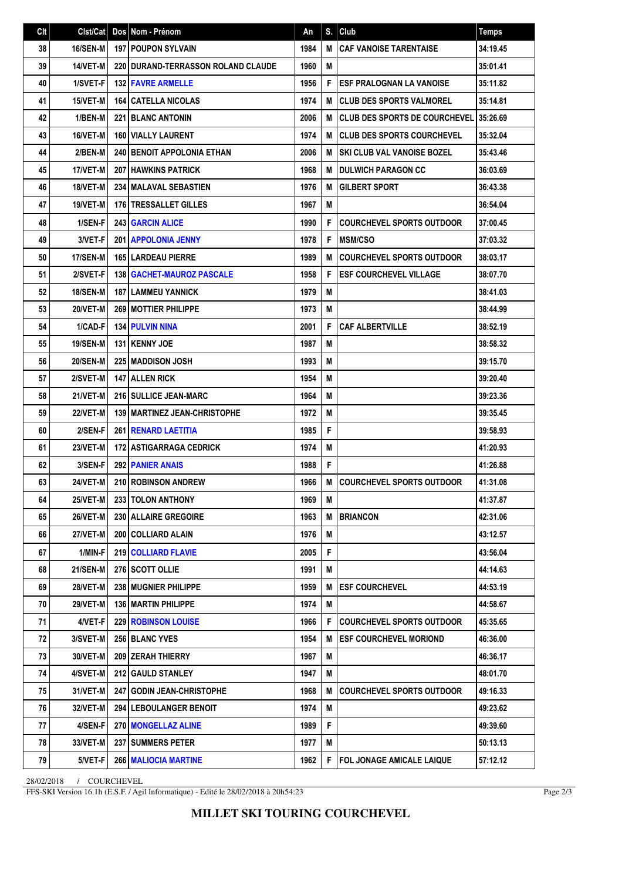| Clt | Clst/Cat | Dos | Nom - Prénom | An | S. | Club | Temps |
|---|---|---|---|---|---|---|---|
| 38 | 16/SEN-M | 197 | POUPON SYLVAIN | 1984 | M | CAF VANOISE TARENTAISE | 34:19.45 |
| 39 | 14/VET-M | 220 | DURAND-TERRASSON ROLAND CLAUDE | 1960 | M | | 35:01.41 |
| 40 | 1/SVET-F | 132 | FAVRE ARMELLE | 1956 | F | ESF PRALOGNAN LA VANOISE | 35:11.82 |
| 41 | 15/VET-M | 164 | CATELLA NICOLAS | 1974 | M | CLUB DES SPORTS VALMOREL | 35:14.81 |
| 42 | 1/BEN-M | 221 | BLANC ANTONIN | 2006 | M | CLUB DES SPORTS DE COURCHEVEL | 35:26.69 |
| 43 | 16/VET-M | 160 | VIALLY LAURENT | 1974 | M | CLUB DES SPORTS COURCHEVEL | 35:32.04 |
| 44 | 2/BEN-M | 240 | BENOIT APPOLONIA ETHAN | 2006 | M | SKI CLUB VAL VANOISE BOZEL | 35:43.46 |
| 45 | 17/VET-M | 207 | HAWKINS PATRICK | 1968 | M | DULWICH PARAGON CC | 36:03.69 |
| 46 | 18/VET-M | 234 | MALAVAL SEBASTIEN | 1976 | M | GILBERT SPORT | 36:43.38 |
| 47 | 19/VET-M | 176 | TRESSALLET GILLES | 1967 | M | | 36:54.04 |
| 48 | 1/SEN-F | 243 | GARCIN ALICE | 1990 | F | COURCHEVEL SPORTS OUTDOOR | 37:00.45 |
| 49 | 3/VET-F | 201 | APPOLONIA JENNY | 1978 | F | MSM/CSO | 37:03.32 |
| 50 | 17/SEN-M | 165 | LARDEAU PIERRE | 1989 | M | COURCHEVEL SPORTS OUTDOOR | 38:03.17 |
| 51 | 2/SVET-F | 138 | GACHET-MAUROZ PASCALE | 1958 | F | ESF COURCHEVEL VILLAGE | 38:07.70 |
| 52 | 18/SEN-M | 187 | LAMMEU YANNICK | 1979 | M | | 38:41.03 |
| 53 | 20/VET-M | 269 | MOTTIER PHILIPPE | 1973 | M | | 38:44.99 |
| 54 | 1/CAD-F | 134 | PULVIN NINA | 2001 | F | CAF ALBERTVILLE | 38:52.19 |
| 55 | 19/SEN-M | 131 | KENNY JOE | 1987 | M | | 38:58.32 |
| 56 | 20/SEN-M | 225 | MADDISON JOSH | 1993 | M | | 39:15.70 |
| 57 | 2/SVET-M | 147 | ALLEN RICK | 1954 | M | | 39:20.40 |
| 58 | 21/VET-M | 216 | SULLICE JEAN-MARC | 1964 | M | | 39:23.36 |
| 59 | 22/VET-M | 139 | MARTINEZ JEAN-CHRISTOPHE | 1972 | M | | 39:35.45 |
| 60 | 2/SEN-F | 261 | RENARD LAETITIA | 1985 | F | | 39:58.93 |
| 61 | 23/VET-M | 172 | ASTIGARRAGA CEDRICK | 1974 | M | | 41:20.93 |
| 62 | 3/SEN-F | 292 | PANIER ANAIS | 1988 | F | | 41:26.88 |
| 63 | 24/VET-M | 210 | ROBINSON ANDREW | 1966 | M | COURCHEVEL SPORTS OUTDOOR | 41:31.08 |
| 64 | 25/VET-M | 233 | TOLON ANTHONY | 1969 | M | | 41:37.87 |
| 65 | 26/VET-M | 230 | ALLAIRE GREGOIRE | 1963 | M | BRIANCON | 42:31.06 |
| 66 | 27/VET-M | 200 | COLLIARD ALAIN | 1976 | M | | 43:12.57 |
| 67 | 1/MIN-F | 219 | COLLIARD FLAVIE | 2005 | F | | 43:56.04 |
| 68 | 21/SEN-M | 276 | SCOTT OLLIE | 1991 | M | | 44:14.63 |
| 69 | 28/VET-M | 238 | MUGNIER PHILIPPE | 1959 | M | ESF COURCHEVEL | 44:53.19 |
| 70 | 29/VET-M | 136 | MARTIN PHILIPPE | 1974 | M | | 44:58.67 |
| 71 | 4/VET-F | 229 | ROBINSON LOUISE | 1966 | F | COURCHEVEL SPORTS OUTDOOR | 45:35.65 |
| 72 | 3/SVET-M | 256 | BLANC YVES | 1954 | M | ESF COURCHEVEL MORIOND | 46:36.00 |
| 73 | 30/VET-M | 209 | ZERAH THIERRY | 1967 | M | | 46:36.17 |
| 74 | 4/SVET-M | 212 | GAULD STANLEY | 1947 | M | | 48:01.70 |
| 75 | 31/VET-M | 247 | GODIN JEAN-CHRISTOPHE | 1968 | M | COURCHEVEL SPORTS OUTDOOR | 49:16.33 |
| 76 | 32/VET-M | 294 | LEBOULANGER BENOIT | 1974 | M | | 49:23.62 |
| 77 | 4/SEN-F | 270 | MONGELLAZ ALINE | 1989 | F | | 49:39.60 |
| 78 | 33/VET-M | 237 | SUMMERS PETER | 1977 | M | | 50:13.13 |
| 79 | 5/VET-F | 266 | MALIOCIA MARTINE | 1962 | F | FOL JONAGE AMICALE LAIQUE | 57:12.12 |

28/02/2018 / COURCHEVEL

FFS-SKI Version 16.1h (E.S.F. / Agil Informatique) - Edité le 28/02/2018 à 20h54:23

**MILLET SKI TOURING COURCHEVEL**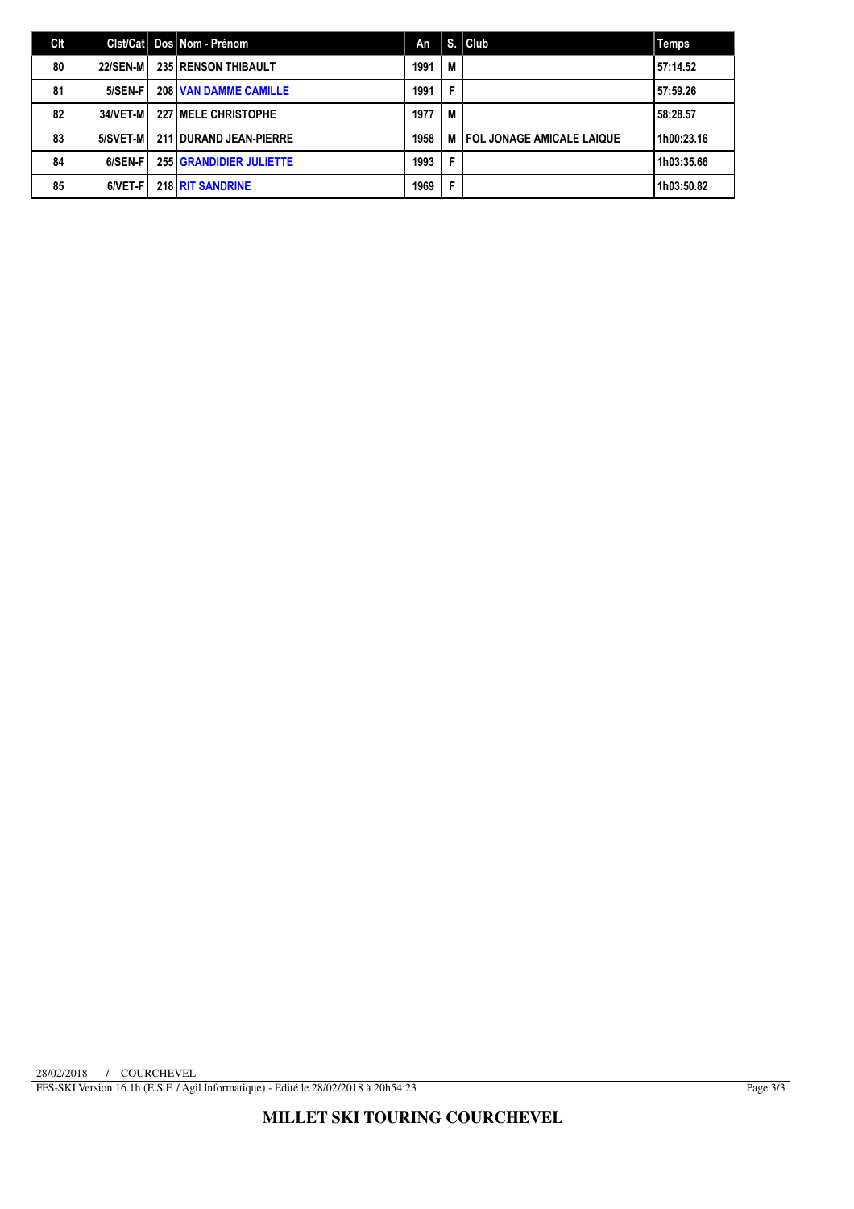| Clt | Clst/Cat | Dos | Nom - Prénom | An | S. | Club | Temps |
|---|---|---|---|---|---|---|---|
| 80 | 22/SEN-M | 235 | RENSON THIBAULT | 1991 | M | | 57:14.52 |
| 81 | 5/SEN-F | 208 | VAN DAMME CAMILLE | 1991 | F | | 57:59.26 |
| 82 | 34/VET-M | 227 | MELE CHRISTOPHE | 1977 | M | | 58:28.57 |
| 83 | 5/SVET-M | 211 | DURAND JEAN-PIERRE | 1958 | M | FOL JONAGE AMICALE LAIQUE | 1h00:23.16 |
| 84 | 6/SEN-F | 255 | GRANDIDIER JULIETTE | 1993 | F | | 1h03:35.66 |
| 85 | 6/VET-F | 218 | RIT SANDRINE | 1969 | F | | 1h03:50.82 |

28/02/2018 / COURCHEVEL

FFS-SKI Version 16.1h (E.S.F. / Agil Informatique) - Edité le 28/02/2018 à 20h54:23

**MILLET SKI TOURING COURCHEVEL**